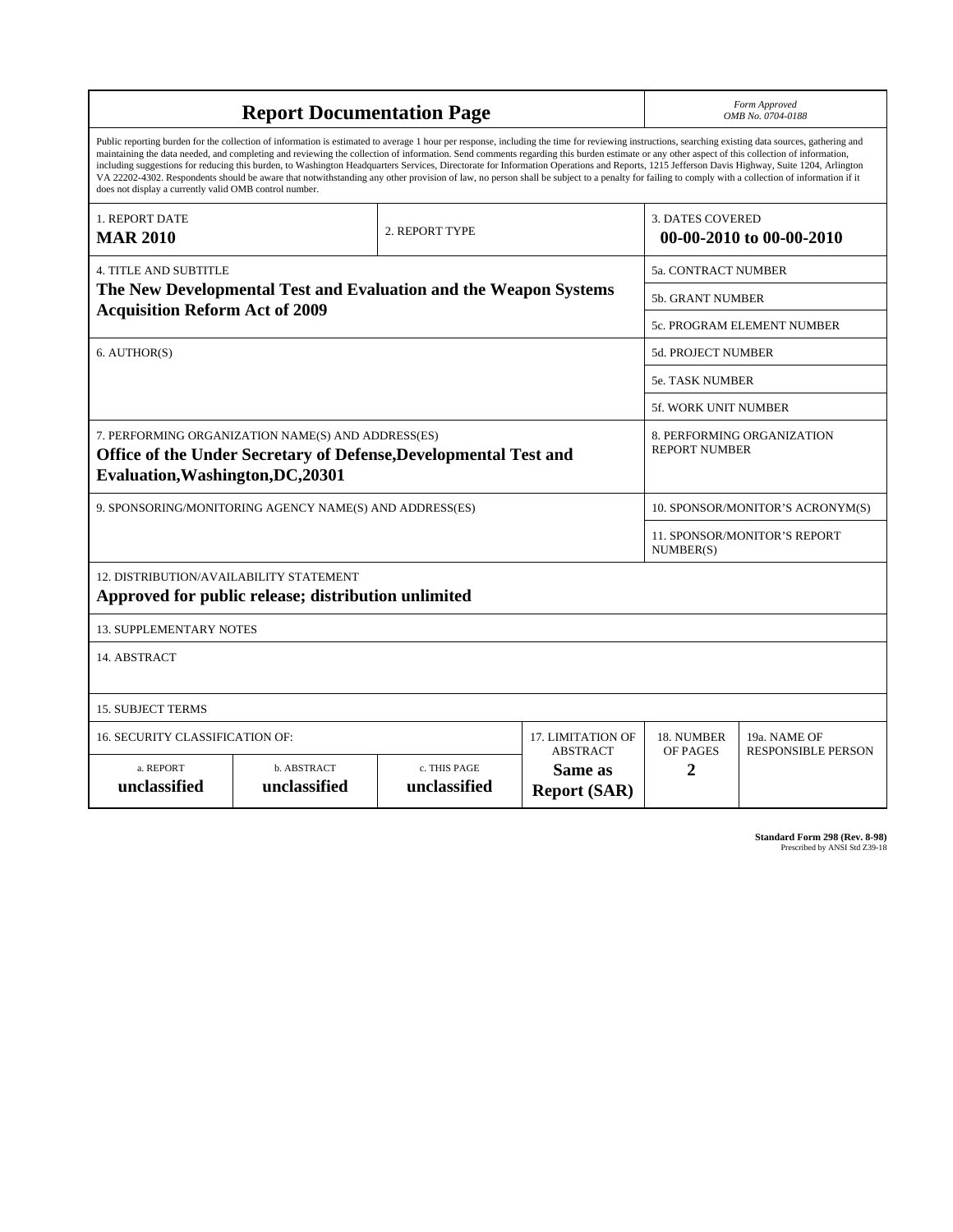# Report Documentation Page

*Form Approved*
*OMB No. 0704-0188*

Public reporting burden for the collection of information is estimated to average 1 hour per response, including the time for reviewing instructions, searching existing data sources, gathering and maintaining the data needed, and completing and reviewing the collection of information. Send comments regarding this burden estimate or any other aspect of this collection of information, including suggestions for reducing this burden, to Washington Headquarters Services, Directorate for Information Operations and Reports, 1215 Jefferson Davis Highway, Suite 1204, Arlington VA 22202-4302. Respondents should be aware that notwithstanding any other provision of law, no person shall be subject to a penalty for failing to comply with a collection of information if it does not display a currently valid OMB control number.

| 1. REPORT DATE | 2. REPORT TYPE | 3. DATES COVERED |
|---|---|---|
| **MAR 2010** | | **00-00-2010 to 00-00-2010** |

| 4. TITLE AND SUBTITLE | |
|---|---|
| **The New Developmental Test and Evaluation and the Weapon Systems Acquisition Reform Act of 2009** | 5a. CONTRACT NUMBER |
| | 5b. GRANT NUMBER |
| | 5c. PROGRAM ELEMENT NUMBER |
| 6. AUTHOR(S) | 5d. PROJECT NUMBER |
| | 5e. TASK NUMBER |
| | 5f. WORK UNIT NUMBER |
| 7. PERFORMING ORGANIZATION NAME(S) AND ADDRESS(ES) **Office of the Under Secretary of Defense,Developmental Test and Evaluation,Washington,DC,20301** | 8. PERFORMING ORGANIZATION REPORT NUMBER |
| 9. SPONSORING/MONITORING AGENCY NAME(S) AND ADDRESS(ES) | 10. SPONSOR/MONITOR'S ACRONYM(S) |
| | 11. SPONSOR/MONITOR'S REPORT NUMBER(S) |

12. DISTRIBUTION/AVAILABILITY STATEMENT
**Approved for public release; distribution unlimited**

13. SUPPLEMENTARY NOTES

14. ABSTRACT

15. SUBJECT TERMS

| 16. SECURITY CLASSIFICATION OF: | | | 17. LIMITATION OF ABSTRACT | 18. NUMBER OF PAGES | 19a. NAME OF RESPONSIBLE PERSON |
|---|---|---|---|---|---|
| a. REPORT | b. ABSTRACT | c. THIS PAGE | | | |
| **unclassified** | **unclassified** | **unclassified** | **Same as Report (SAR)** | **2** | |

**Standard Form 298 (Rev. 8-98)**
Prescribed by ANSI Std Z39-18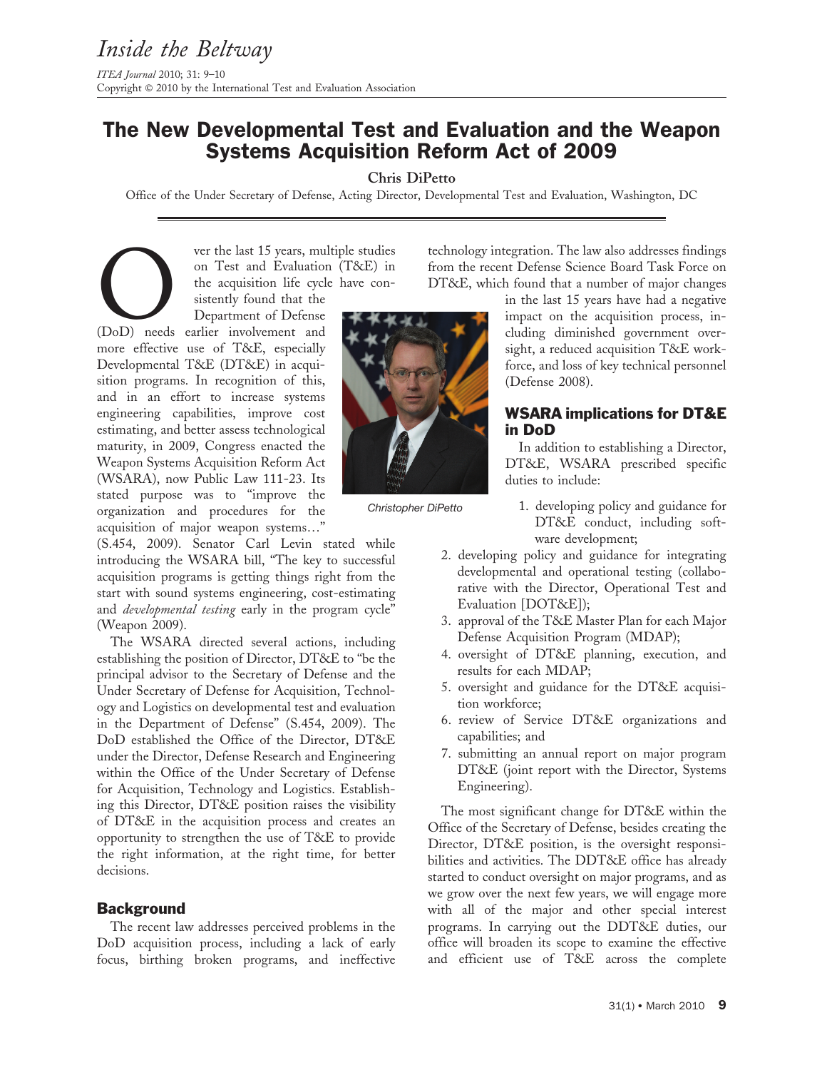# The New Developmental Test and Evaluation and the Weapon Systems Acquisition Reform Act of 2009

**Chris DiPetto**

Office of the Under Secretary of Defense, Acting Director, Developmental Test and Evaluation, Washington, DC

Over the last 15 years, multiple studies on Test and Evaluation (T&E) in the acquisition life cycle have consistently found that the Department of Defense (DoD) needs earlier involvement and more effective use of T&E, especially Developmental T&E (DT&E) in acquisition programs. In recognition of this, and in an effort to increase systems engineering capabilities, improve cost estimating, and better assess technological maturity, in 2009, Congress enacted the Weapon Systems Acquisition Reform Act (WSARA), now Public Law 111-23. Its stated purpose was to "improve the organization and procedures for the acquisition of major weapon systems…" (S.454, 2009). Senator Carl Levin stated while introducing the WSARA bill, "The key to successful acquisition programs is getting things right from the start with sound systems engineering, cost-estimating and *developmental testing* early in the program cycle" (Weapon 2009).

The WSARA directed several actions, including establishing the position of Director, DT&E to "be the principal advisor to the Secretary of Defense and the Under Secretary of Defense for Acquisition, Technology and Logistics on developmental test and evaluation in the Department of Defense" (S.454, 2009). The DoD established the Office of the Director, DT&E under the Director, Defense Research and Engineering within the Office of the Under Secretary of Defense for Acquisition, Technology and Logistics. Establishing this Director, DT&E position raises the visibility of DT&E in the acquisition process and creates an opportunity to strengthen the use of T&E to provide the right information, at the right time, for better decisions.

Christopher DiPetto

## Background

The recent law addresses perceived problems in the DoD acquisition process, including a lack of early focus, birthing broken programs, and ineffective technology integration. The law also addresses findings from the recent Defense Science Board Task Force on DT&E, which found that a number of major changes in the last 15 years have had a negative impact on the acquisition process, including diminished government oversight, a reduced acquisition T&E workforce, and loss of key technical personnel (Defense 2008).

## WSARA implications for DT&E in DoD

In addition to establishing a Director, DT&E, WSARA prescribed specific duties to include:

1. developing policy and guidance for DT&E conduct, including software development;
2. developing policy and guidance for integrating developmental and operational testing (collaborative with the Director, Operational Test and Evaluation [DOT&E]);
3. approval of the T&E Master Plan for each Major Defense Acquisition Program (MDAP);
4. oversight of DT&E planning, execution, and results for each MDAP;
5. oversight and guidance for the DT&E acquisition workforce;
6. review of Service DT&E organizations and capabilities; and
7. submitting an annual report on major program DT&E (joint report with the Director, Systems Engineering).

The most significant change for DT&E within the Office of the Secretary of Defense, besides creating the Director, DT&E position, is the oversight responsibilities and activities. The DDT&E office has already started to conduct oversight on major programs, and as we grow over the next few years, we will engage more with all of the major and other special interest programs. In carrying out the DDT&E duties, our office will broaden its scope to examine the effective and efficient use of T&E across the complete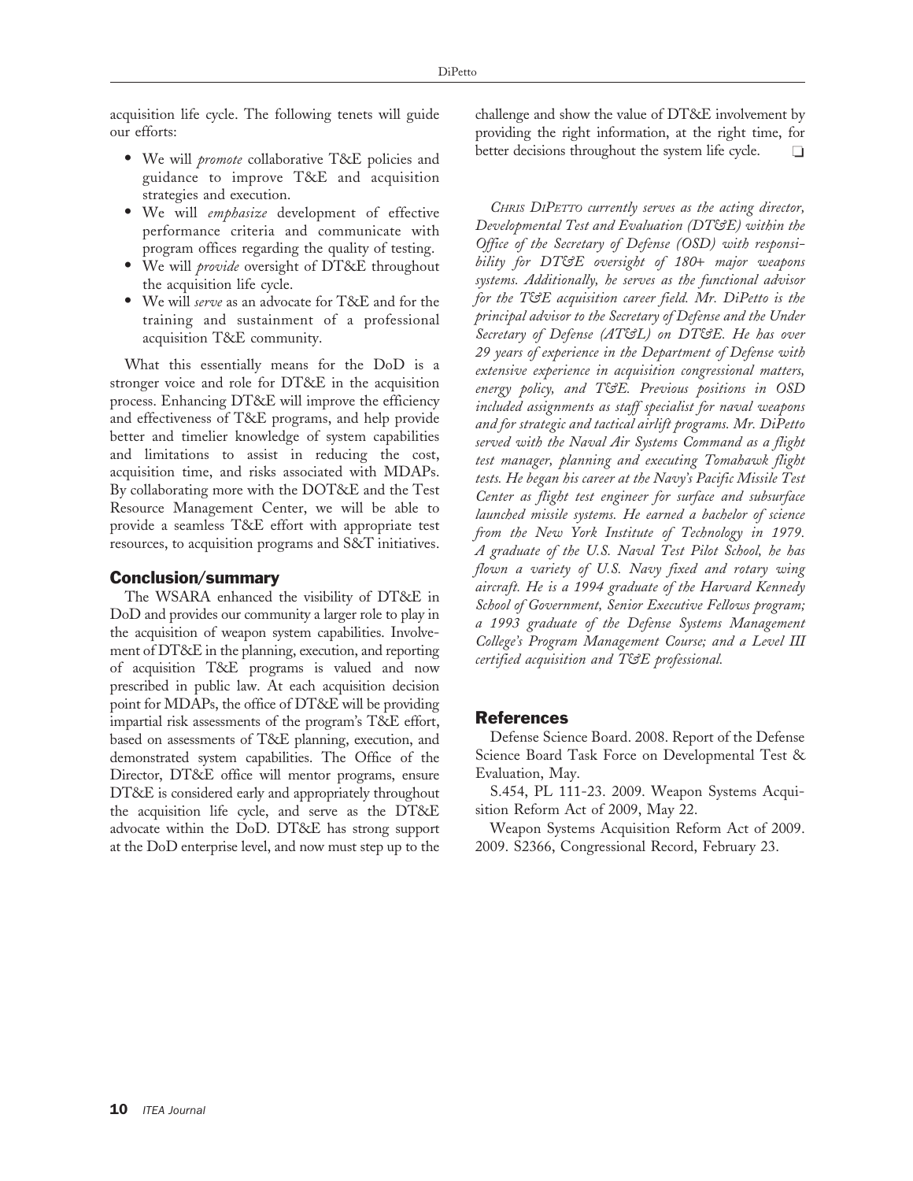acquisition life cycle. The following tenets will guide our efforts:

- We will *promote* collaborative T&E policies and guidance to improve T&E and acquisition strategies and execution.
- We will *emphasize* development of effective performance criteria and communicate with program offices regarding the quality of testing.
- We will *provide* oversight of DT&E throughout the acquisition life cycle.
- We will *serve* as an advocate for T&E and for the training and sustainment of a professional acquisition T&E community.

What this essentially means for the DoD is a stronger voice and role for DT&E in the acquisition process. Enhancing DT&E will improve the efficiency and effectiveness of T&E programs, and help provide better and timelier knowledge of system capabilities and limitations to assist in reducing the cost, acquisition time, and risks associated with MDAPs. By collaborating more with the DOT&E and the Test Resource Management Center, we will be able to provide a seamless T&E effort with appropriate test resources, to acquisition programs and S&T initiatives.

## Conclusion/summary

The WSARA enhanced the visibility of DT&E in DoD and provides our community a larger role to play in the acquisition of weapon system capabilities. Involvement of DT&E in the planning, execution, and reporting of acquisition T&E programs is valued and now prescribed in public law. At each acquisition decision point for MDAPs, the office of DT&E will be providing impartial risk assessments of the program's T&E effort, based on assessments of T&E planning, execution, and demonstrated system capabilities. The Office of the Director, DT&E office will mentor programs, ensure DT&E is considered early and appropriately throughout the acquisition life cycle, and serve as the DT&E advocate within the DoD. DT&E has strong support at the DoD enterprise level, and now must step up to the challenge and show the value of DT&E involvement by providing the right information, at the right time, for better decisions throughout the system life cycle. ❑

*CHRIS DIPETTO currently serves as the acting director, Developmental Test and Evaluation (DT&E) within the Office of the Secretary of Defense (OSD) with responsibility for DT&E oversight of 180+ major weapons systems. Additionally, he serves as the functional advisor for the T&E acquisition career field. Mr. DiPetto is the principal advisor to the Secretary of Defense and the Under Secretary of Defense (AT&L) on DT&E. He has over 29 years of experience in the Department of Defense with extensive experience in acquisition congressional matters, energy policy, and T&E. Previous positions in OSD included assignments as staff specialist for naval weapons and for strategic and tactical airlift programs. Mr. DiPetto served with the Naval Air Systems Command as a flight test manager, planning and executing Tomahawk flight tests. He began his career at the Navy's Pacific Missile Test Center as flight test engineer for surface and subsurface launched missile systems. He earned a bachelor of science from the New York Institute of Technology in 1979. A graduate of the U.S. Naval Test Pilot School, he has flown a variety of U.S. Navy fixed and rotary wing aircraft. He is a 1994 graduate of the Harvard Kennedy School of Government, Senior Executive Fellows program; a 1993 graduate of the Defense Systems Management College's Program Management Course; and a Level III certified acquisition and T&E professional.*

## References

Defense Science Board. 2008. Report of the Defense Science Board Task Force on Developmental Test & Evaluation, May.

S.454, PL 111-23. 2009. Weapon Systems Acquisition Reform Act of 2009, May 22.

Weapon Systems Acquisition Reform Act of 2009. 2009. S2366, Congressional Record, February 23.